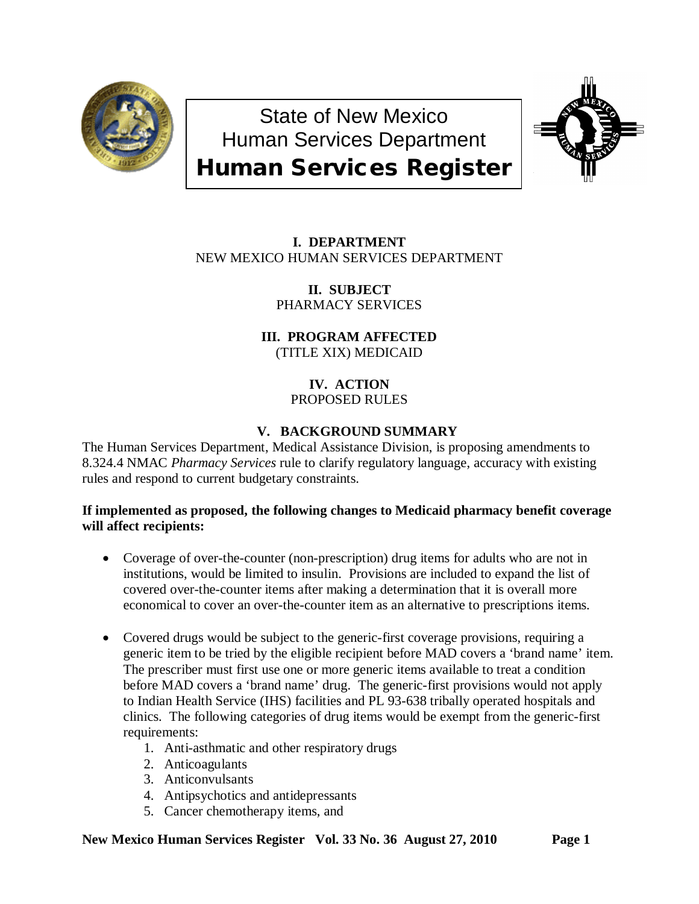# State of New Mexico
# Human Services Department
# Human Services Register

### I. DEPARTMENT
NEW MEXICO HUMAN SERVICES DEPARTMENT

### II. SUBJECT
PHARMACY SERVICES

### III. PROGRAM AFFECTED
(TITLE XIX) MEDICAID

### IV. ACTION
PROPOSED RULES

### V. BACKGROUND SUMMARY

The Human Services Department, Medical Assistance Division, is proposing amendments to 8.324.4 NMAC *Pharmacy Services* rule to clarify regulatory language, accuracy with existing rules and respond to current budgetary constraints.

**If implemented as proposed, the following changes to Medicaid pharmacy benefit coverage will affect recipients:**

- Coverage of over-the-counter (non-prescription) drug items for adults who are not in institutions, would be limited to insulin. Provisions are included to expand the list of covered over-the-counter items after making a determination that it is overall more economical to cover an over-the-counter item as an alternative to prescriptions items.

- Covered drugs would be subject to the generic-first coverage provisions, requiring a generic item to be tried by the eligible recipient before MAD covers a 'brand name' item. The prescriber must first use one or more generic items available to treat a condition before MAD covers a 'brand name' drug. The generic-first provisions would not apply to Indian Health Service (IHS) facilities and PL 93-638 tribally operated hospitals and clinics. The following categories of drug items would be exempt from the generic-first requirements:
  1. Anti-asthmatic and other respiratory drugs
  2. Anticoagulants
  3. Anticonvulsants
  4. Antipsychotics and antidepressants
  5. Cancer chemotherapy items, and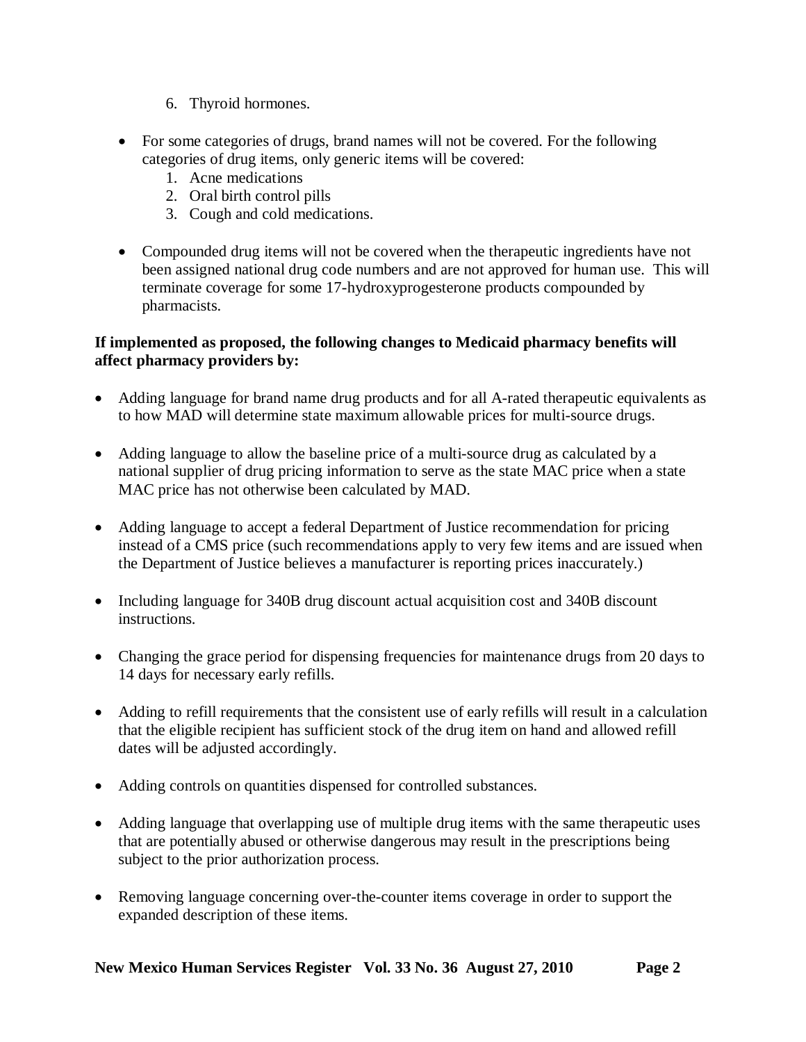6. Thyroid hormones.

- For some categories of drugs, brand names will not be covered. For the following categories of drug items, only generic items will be covered:
    1. Acne medications
    2. Oral birth control pills
    3. Cough and cold medications.

- Compounded drug items will not be covered when the therapeutic ingredients have not been assigned national drug code numbers and are not approved for human use. This will terminate coverage for some 17-hydroxyprogesterone products compounded by pharmacists.

**If implemented as proposed, the following changes to Medicaid pharmacy benefits will affect pharmacy providers by:**

- Adding language for brand name drug products and for all A-rated therapeutic equivalents as to how MAD will determine state maximum allowable prices for multi-source drugs.
- Adding language to allow the baseline price of a multi-source drug as calculated by a national supplier of drug pricing information to serve as the state MAC price when a state MAC price has not otherwise been calculated by MAD.
- Adding language to accept a federal Department of Justice recommendation for pricing instead of a CMS price (such recommendations apply to very few items and are issued when the Department of Justice believes a manufacturer is reporting prices inaccurately.)
- Including language for 340B drug discount actual acquisition cost and 340B discount instructions.
- Changing the grace period for dispensing frequencies for maintenance drugs from 20 days to 14 days for necessary early refills.
- Adding to refill requirements that the consistent use of early refills will result in a calculation that the eligible recipient has sufficient stock of the drug item on hand and allowed refill dates will be adjusted accordingly.
- Adding controls on quantities dispensed for controlled substances.
- Adding language that overlapping use of multiple drug items with the same therapeutic uses that are potentially abused or otherwise dangerous may result in the prescriptions being subject to the prior authorization process.
- Removing language concerning over-the-counter items coverage in order to support the expanded description of these items.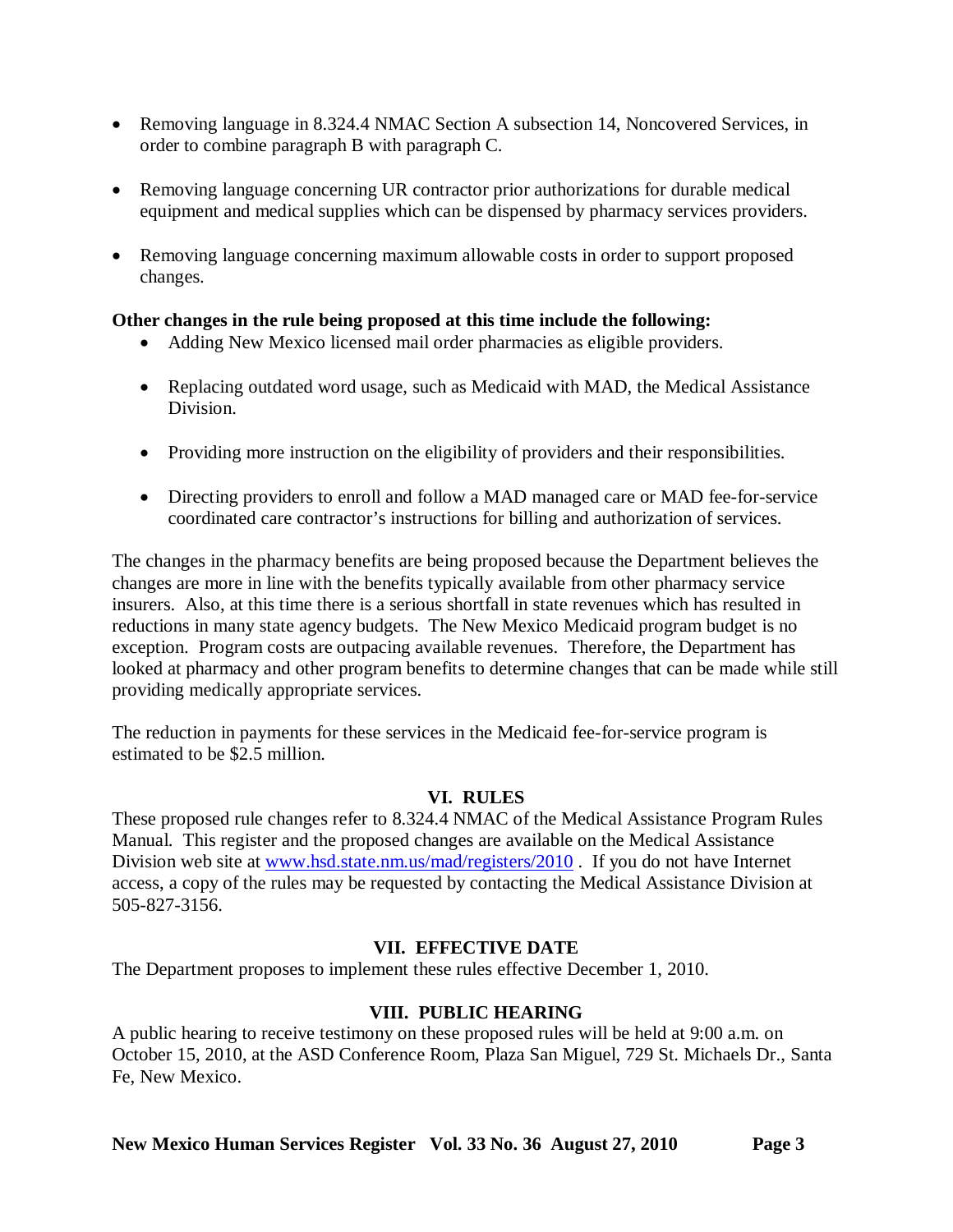- Removing language in 8.324.4 NMAC Section A subsection 14, Noncovered Services, in order to combine paragraph B with paragraph C.

- Removing language concerning UR contractor prior authorizations for durable medical equipment and medical supplies which can be dispensed by pharmacy services providers.

- Removing language concerning maximum allowable costs in order to support proposed changes.

**Other changes in the rule being proposed at this time include the following:**

- Adding New Mexico licensed mail order pharmacies as eligible providers.

- Replacing outdated word usage, such as Medicaid with MAD, the Medical Assistance Division.

- Providing more instruction on the eligibility of providers and their responsibilities.

- Directing providers to enroll and follow a MAD managed care or MAD fee-for-service coordinated care contractor's instructions for billing and authorization of services.

The changes in the pharmacy benefits are being proposed because the Department believes the changes are more in line with the benefits typically available from other pharmacy service insurers. Also, at this time there is a serious shortfall in state revenues which has resulted in reductions in many state agency budgets. The New Mexico Medicaid program budget is no exception. Program costs are outpacing available revenues. Therefore, the Department has looked at pharmacy and other program benefits to determine changes that can be made while still providing medically appropriate services.

The reduction in payments for these services in the Medicaid fee-for-service program is estimated to be $2.5 million.

## VI. RULES

These proposed rule changes refer to 8.324.4 NMAC of the Medical Assistance Program Rules Manual. This register and the proposed changes are available on the Medical Assistance Division web site at www.hsd.state.nm.us/mad/registers/2010 . If you do not have Internet access, a copy of the rules may be requested by contacting the Medical Assistance Division at 505-827-3156.

## VII. EFFECTIVE DATE

The Department proposes to implement these rules effective December 1, 2010.

## VIII. PUBLIC HEARING

A public hearing to receive testimony on these proposed rules will be held at 9:00 a.m. on October 15, 2010, at the ASD Conference Room, Plaza San Miguel, 729 St. Michaels Dr., Santa Fe, New Mexico.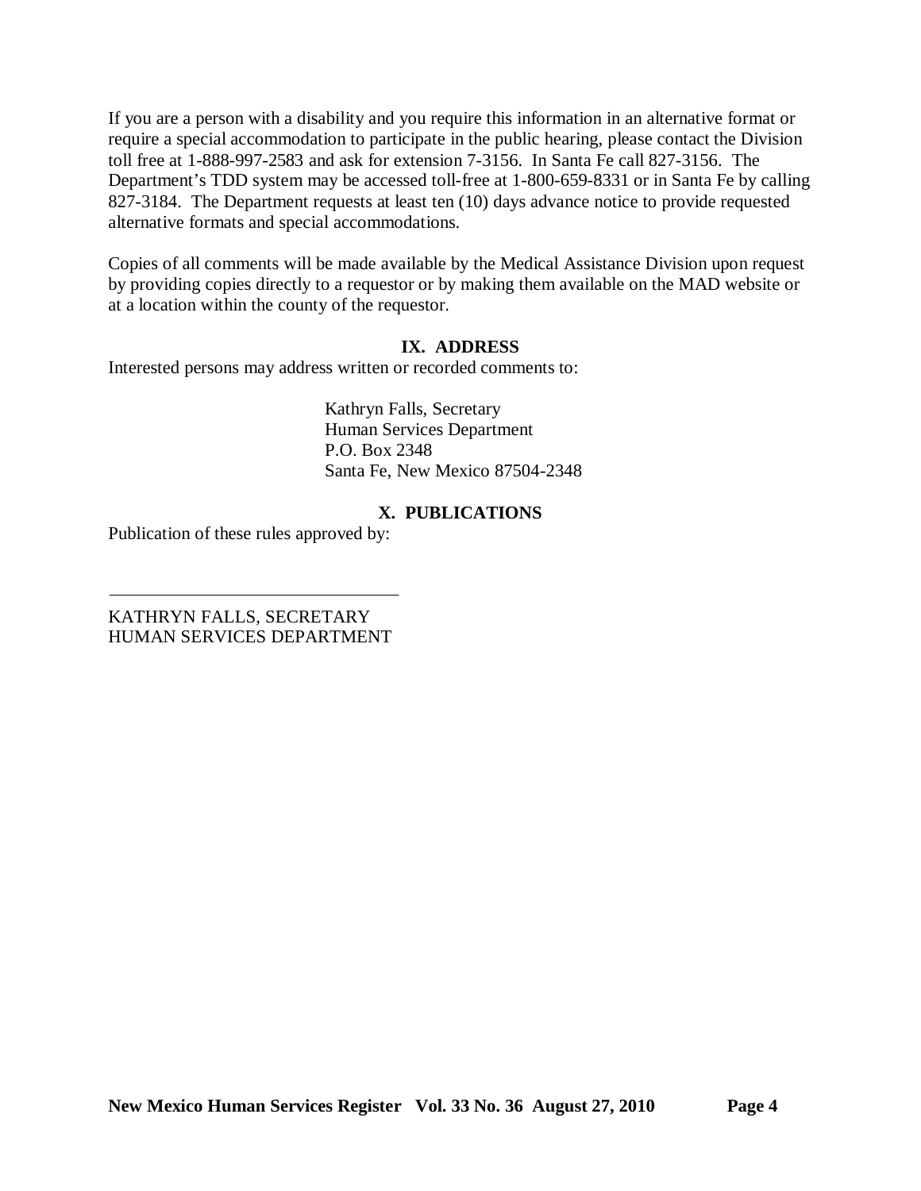If you are a person with a disability and you require this information in an alternative format or require a special accommodation to participate in the public hearing, please contact the Division toll free at 1-888-997-2583 and ask for extension 7-3156. In Santa Fe call 827-3156. The Department's TDD system may be accessed toll-free at 1-800-659-8331 or in Santa Fe by calling 827-3184. The Department requests at least ten (10) days advance notice to provide requested alternative formats and special accommodations.

Copies of all comments will be made available by the Medical Assistance Division upon request by providing copies directly to a requestor or by making them available on the MAD website or at a location within the county of the requestor.

## IX. ADDRESS

Interested persons may address written or recorded comments to:

Kathryn Falls, Secretary
Human Services Department
P.O. Box 2348
Santa Fe, New Mexico 87504-2348

## X. PUBLICATIONS

Publication of these rules approved by:

\_\_\_\_\_\_\_\_\_\_\_\_\_\_\_\_\_\_\_\_\_\_\_\_\_\_\_\_\_\_\_\_

KATHRYN FALLS, SECRETARY
HUMAN SERVICES DEPARTMENT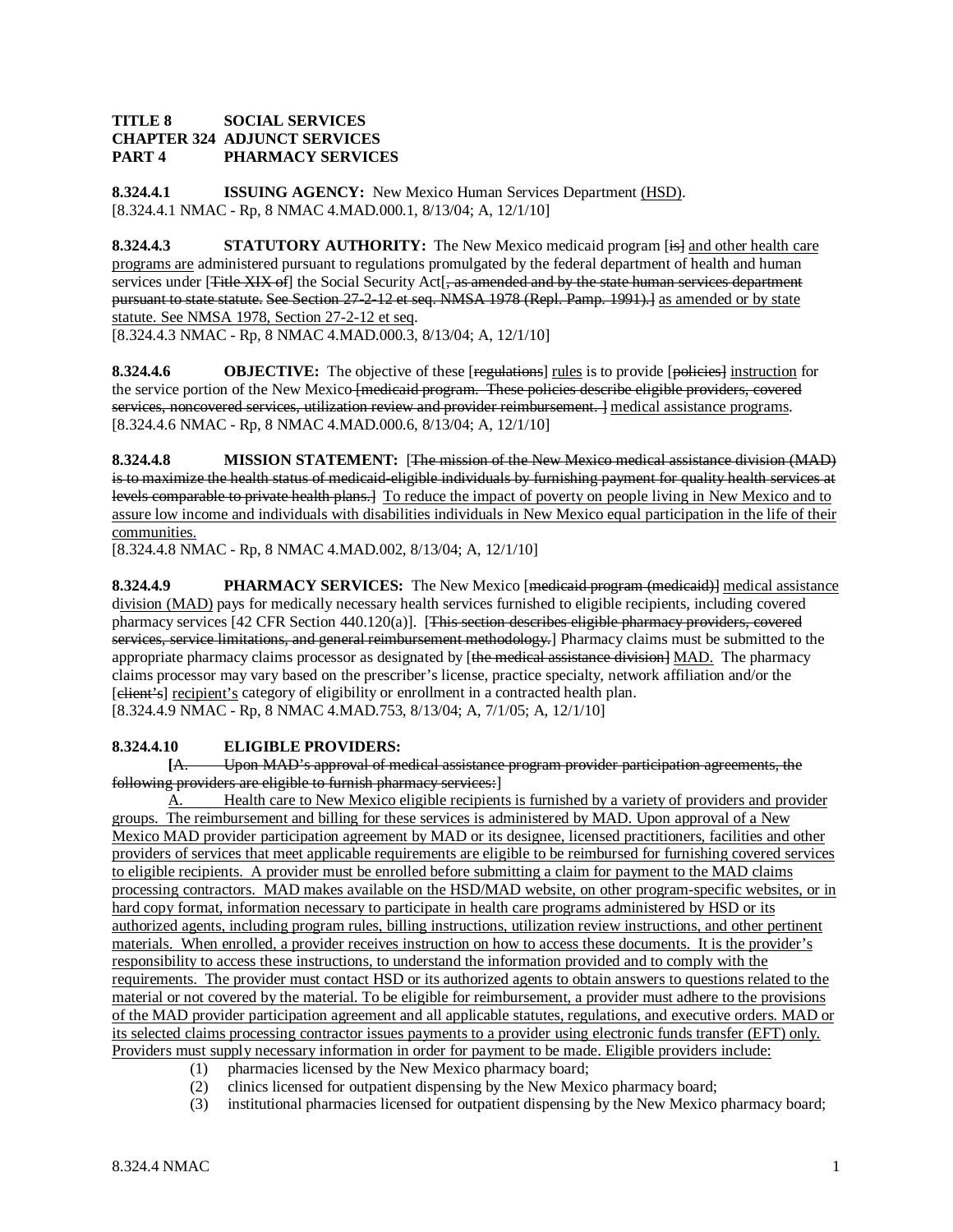**TITLE 8 SOCIAL SERVICES**
**CHAPTER 324 ADJUNCT SERVICES**
**PART 4 PHARMACY SERVICES**

**8.324.4.1 ISSUING AGENCY:** New Mexico Human Services Department (HSD).
[8.324.4.1 NMAC - Rp, 8 NMAC 4.MAD.000.1, 8/13/04; A, 12/1/10]

**8.324.4.3 STATUTORY AUTHORITY:** The New Mexico medicaid program [is] and other health care programs are administered pursuant to regulations promulgated by the federal department of health and human services under [Title XIX of] the Social Security Act[, as amended and by the state human services department pursuant to state statute. See Section 27-2-12 et seq. NMSA 1978 (Repl. Pamp. 1991).] as amended or by state statute. See NMSA 1978, Section 27-2-12 et seq.
[8.324.4.3 NMAC - Rp, 8 NMAC 4.MAD.000.3, 8/13/04; A, 12/1/10]

**8.324.4.6 OBJECTIVE:** The objective of these [regulations] rules is to provide [policies] instruction for the service portion of the New Mexico [medicaid program. These policies describe eligible providers, covered services, noncovered services, utilization review and provider reimbursement. ] medical assistance programs.
[8.324.4.6 NMAC - Rp, 8 NMAC 4.MAD.000.6, 8/13/04; A, 12/1/10]

**8.324.4.8 MISSION STATEMENT:** [The mission of the New Mexico medical assistance division (MAD) is to maximize the health status of medicaid-eligible individuals by furnishing payment for quality health services at levels comparable to private health plans.] To reduce the impact of poverty on people living in New Mexico and to assure low income and individuals with disabilities individuals in New Mexico equal participation in the life of their communities.
[8.324.4.8 NMAC - Rp, 8 NMAC 4.MAD.002, 8/13/04; A, 12/1/10]

**8.324.4.9 PHARMACY SERVICES:** The New Mexico [medicaid program (medicaid)] medical assistance division (MAD) pays for medically necessary health services furnished to eligible recipients, including covered pharmacy services [42 CFR Section 440.120(a)]. [This section describes eligible pharmacy providers, covered services, service limitations, and general reimbursement methodology.] Pharmacy claims must be submitted to the appropriate pharmacy claims processor as designated by [the medical assistance division] MAD. The pharmacy claims processor may vary based on the prescriber's license, practice specialty, network affiliation and/or the [client's] recipient's category of eligibility or enrollment in a contracted health plan.
[8.324.4.9 NMAC - Rp, 8 NMAC 4.MAD.753, 8/13/04; A, 7/1/05; A, 12/1/10]

**8.324.4.10 ELIGIBLE PROVIDERS:**

[A. Upon MAD's approval of medical assistance program provider participation agreements, the following providers are eligible to furnish pharmacy services:]

A. Health care to New Mexico eligible recipients is furnished by a variety of providers and provider groups. The reimbursement and billing for these services is administered by MAD. Upon approval of a New Mexico MAD provider participation agreement by MAD or its designee, licensed practitioners, facilities and other providers of services that meet applicable requirements are eligible to be reimbursed for furnishing covered services to eligible recipients. A provider must be enrolled before submitting a claim for payment to the MAD claims processing contractors. MAD makes available on the HSD/MAD website, on other program-specific websites, or in hard copy format, information necessary to participate in health care programs administered by HSD or its authorized agents, including program rules, billing instructions, utilization review instructions, and other pertinent materials. When enrolled, a provider receives instruction on how to access these documents. It is the provider's responsibility to access these instructions, to understand the information provided and to comply with the requirements. The provider must contact HSD or its authorized agents to obtain answers to questions related to the material or not covered by the material. To be eligible for reimbursement, a provider must adhere to the provisions of the MAD provider participation agreement and all applicable statutes, regulations, and executive orders. MAD or its selected claims processing contractor issues payments to a provider using electronic funds transfer (EFT) only. Providers must supply necessary information in order for payment to be made. Eligible providers include:

(1) pharmacies licensed by the New Mexico pharmacy board;
(2) clinics licensed for outpatient dispensing by the New Mexico pharmacy board;
(3) institutional pharmacies licensed for outpatient dispensing by the New Mexico pharmacy board;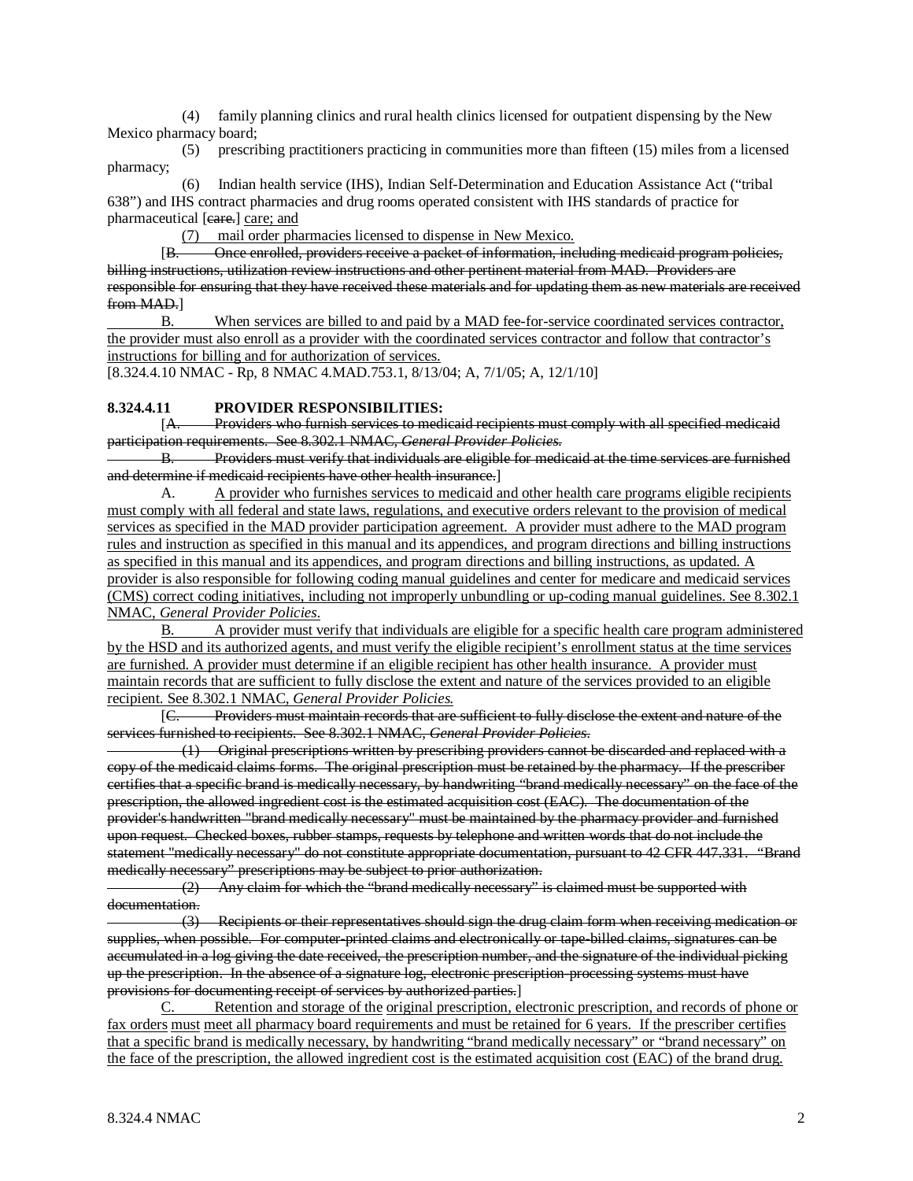(4) family planning clinics and rural health clinics licensed for outpatient dispensing by the New Mexico pharmacy board;

(5) prescribing practitioners practicing in communities more than fifteen (15) miles from a licensed pharmacy;

(6) Indian health service (IHS), Indian Self-Determination and Education Assistance Act ("tribal 638") and IHS contract pharmacies and drug rooms operated consistent with IHS standards of practice for pharmaceutical [~~care.~~] care; and

(7) mail order pharmacies licensed to dispense in New Mexico.

[~~B. Once enrolled, providers receive a packet of information, including medicaid program policies, billing instructions, utilization review instructions and other pertinent material from MAD. Providers are responsible for ensuring that they have received these materials and for updating them as new materials are received from MAD.~~]

B. When services are billed to and paid by a MAD fee-for-service coordinated services contractor, the provider must also enroll as a provider with the coordinated services contractor and follow that contractor's instructions for billing and for authorization of services.

[8.324.4.10 NMAC - Rp, 8 NMAC 4.MAD.753.1, 8/13/04; A, 7/1/05; A, 12/1/10]

**8.324.4.11 PROVIDER RESPONSIBILITIES:**

[~~A. Providers who furnish services to medicaid recipients must comply with all specified medicaid participation requirements. See 8.302.1 NMAC, *General Provider Policies*.~~

~~B. Providers must verify that individuals are eligible for medicaid at the time services are furnished and determine if medicaid recipients have other health insurance.~~]

A. A provider who furnishes services to medicaid and other health care programs eligible recipients must comply with all federal and state laws, regulations, and executive orders relevant to the provision of medical services as specified in the MAD provider participation agreement. A provider must adhere to the MAD program rules and instruction as specified in this manual and its appendices, and program directions and billing instructions as specified in this manual and its appendices, and program directions and billing instructions, as updated. A provider is also responsible for following coding manual guidelines and center for medicare and medicaid services (CMS) correct coding initiatives, including not improperly unbundling or up-coding manual guidelines. See 8.302.1 NMAC, *General Provider Policies*.

B. A provider must verify that individuals are eligible for a specific health care program administered by the HSD and its authorized agents, and must verify the eligible recipient's enrollment status at the time services are furnished. A provider must determine if an eligible recipient has other health insurance. A provider must maintain records that are sufficient to fully disclose the extent and nature of the services provided to an eligible recipient. See 8.302.1 NMAC, *General Provider Policies*.

[~~C. Providers must maintain records that are sufficient to fully disclose the extent and nature of the services furnished to recipients. See 8.302.1 NMAC, *General Provider Policies*.~~

~~(1) Original prescriptions written by prescribing providers cannot be discarded and replaced with a copy of the medicaid claims forms. The original prescription must be retained by the pharmacy. If the prescriber certifies that a specific brand is medically necessary, by handwriting "brand medically necessary" on the face of the prescription, the allowed ingredient cost is the estimated acquisition cost (EAC). The documentation of the provider's handwritten "brand medically necessary" must be maintained by the pharmacy provider and furnished upon request. Checked boxes, rubber stamps, requests by telephone and written words that do not include the statement "medically necessary" do not constitute appropriate documentation, pursuant to 42 CFR 447.331. "Brand medically necessary" prescriptions may be subject to prior authorization.~~

~~(2) Any claim for which the "brand medically necessary" is claimed must be supported with documentation.~~

~~(3) Recipients or their representatives should sign the drug claim form when receiving medication or supplies, when possible. For computer-printed claims and electronically or tape-billed claims, signatures can be accumulated in a log giving the date received, the prescription number, and the signature of the individual picking up the prescription. In the absence of a signature log, electronic prescription-processing systems must have provisions for documenting receipt of services by authorized parties.~~]

C. Retention and storage of the original prescription, electronic prescription, and records of phone or fax orders must meet all pharmacy board requirements and must be retained for 6 years. If the prescriber certifies that a specific brand is medically necessary, by handwriting "brand medically necessary" or "brand necessary" on the face of the prescription, the allowed ingredient cost is the estimated acquisition cost (EAC) of the brand drug.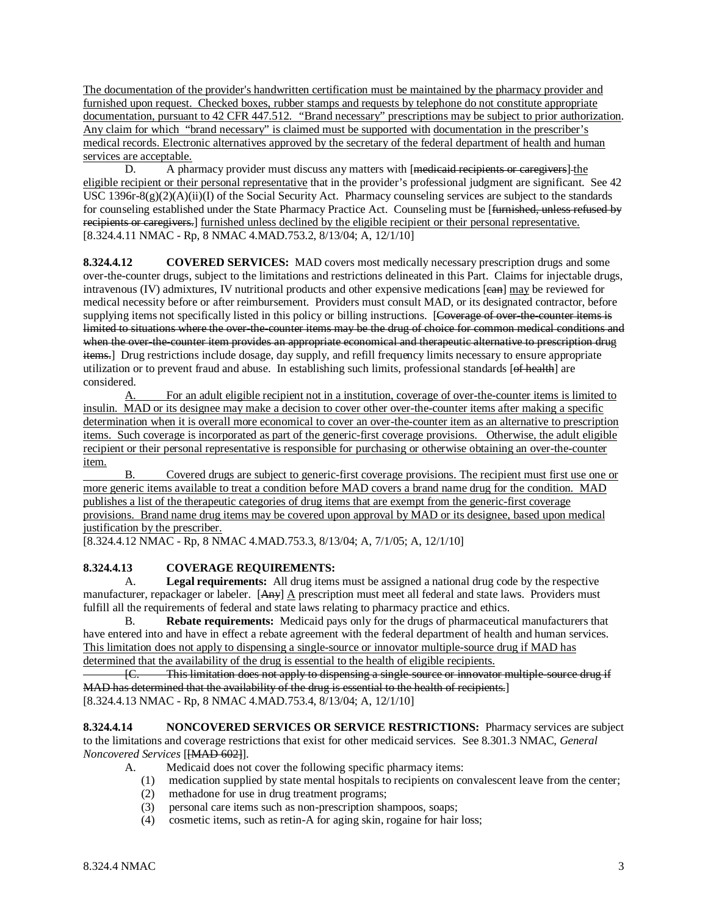The documentation of the provider's handwritten certification must be maintained by the pharmacy provider and furnished upon request. Checked boxes, rubber stamps and requests by telephone do not constitute appropriate documentation, pursuant to 42 CFR 447.512. "Brand necessary" prescriptions may be subject to prior authorization. Any claim for which "brand necessary" is claimed must be supported with documentation in the prescriber's medical records. Electronic alternatives approved by the secretary of the federal department of health and human services are acceptable.

D. A pharmacy provider must discuss any matters with [~~medicaid recipients or caregivers~~] the eligible recipient or their personal representative that in the provider's professional judgment are significant. See 42 USC 1396r-8(g)(2)(A)(ii)(I) of the Social Security Act. Pharmacy counseling services are subject to the standards for counseling established under the State Pharmacy Practice Act. Counseling must be [~~furnished, unless refused by recipients or caregivers.~~] furnished unless declined by the eligible recipient or their personal representative.
[8.324.4.11 NMAC - Rp, 8 NMAC 4.MAD.753.2, 8/13/04; A, 12/1/10]

**8.324.4.12 COVERED SERVICES:** MAD covers most medically necessary prescription drugs and some over-the-counter drugs, subject to the limitations and restrictions delineated in this Part. Claims for injectable drugs, intravenous (IV) admixtures, IV nutritional products and other expensive medications [~~can~~] may be reviewed for medical necessity before or after reimbursement. Providers must consult MAD, or its designated contractor, before supplying items not specifically listed in this policy or billing instructions. [~~Coverage of over-the-counter items is limited to situations where the over-the-counter items may be the drug of choice for common medical conditions and when the over-the-counter item provides an appropriate economical and therapeutic alternative to prescription drug items.~~] Drug restrictions include dosage, day supply, and refill frequency limits necessary to ensure appropriate utilization or to prevent fraud and abuse. In establishing such limits, professional standards [~~of health~~] are considered.

A. For an adult eligible recipient not in a institution, coverage of over-the-counter items is limited to insulin. MAD or its designee may make a decision to cover other over-the-counter items after making a specific determination when it is overall more economical to cover an over-the-counter item as an alternative to prescription items. Such coverage is incorporated as part of the generic-first coverage provisions. Otherwise, the adult eligible recipient or their personal representative is responsible for purchasing or otherwise obtaining an over-the-counter item.

B. Covered drugs are subject to generic-first coverage provisions. The recipient must first use one or more generic items available to treat a condition before MAD covers a brand name drug for the condition. MAD publishes a list of the therapeutic categories of drug items that are exempt from the generic-first coverage provisions. Brand name drug items may be covered upon approval by MAD or its designee, based upon medical justification by the prescriber.
[8.324.4.12 NMAC - Rp, 8 NMAC 4.MAD.753.3, 8/13/04; A, 7/1/05; A, 12/1/10]

**8.324.4.13 COVERAGE REQUIREMENTS:**

A. **Legal requirements:** All drug items must be assigned a national drug code by the respective manufacturer, repackager or labeler. [~~Any~~] A prescription must meet all federal and state laws. Providers must fulfill all the requirements of federal and state laws relating to pharmacy practice and ethics.

B. **Rebate requirements:** Medicaid pays only for the drugs of pharmaceutical manufacturers that have entered into and have in effect a rebate agreement with the federal department of health and human services. This limitation does not apply to dispensing a single-source or innovator multiple-source drug if MAD has determined that the availability of the drug is essential to the health of eligible recipients.

[~~C. This limitation does not apply to dispensing a single-source or innovator multiple-source drug if MAD has determined that the availability of the drug is essential to the health of recipients.~~]
[8.324.4.13 NMAC - Rp, 8 NMAC 4.MAD.753.4, 8/13/04; A, 12/1/10]

**8.324.4.14 NONCOVERED SERVICES OR SERVICE RESTRICTIONS:** Pharmacy services are subject to the limitations and coverage restrictions that exist for other medicaid services. See 8.301.3 NMAC, *General Noncovered Services* [[~~MAD 602~~]].

A. Medicaid does not cover the following specific pharmacy items:

(1) medication supplied by state mental hospitals to recipients on convalescent leave from the center;
(2) methadone for use in drug treatment programs;
(3) personal care items such as non-prescription shampoos, soaps;
(4) cosmetic items, such as retin-A for aging skin, rogaine for hair loss;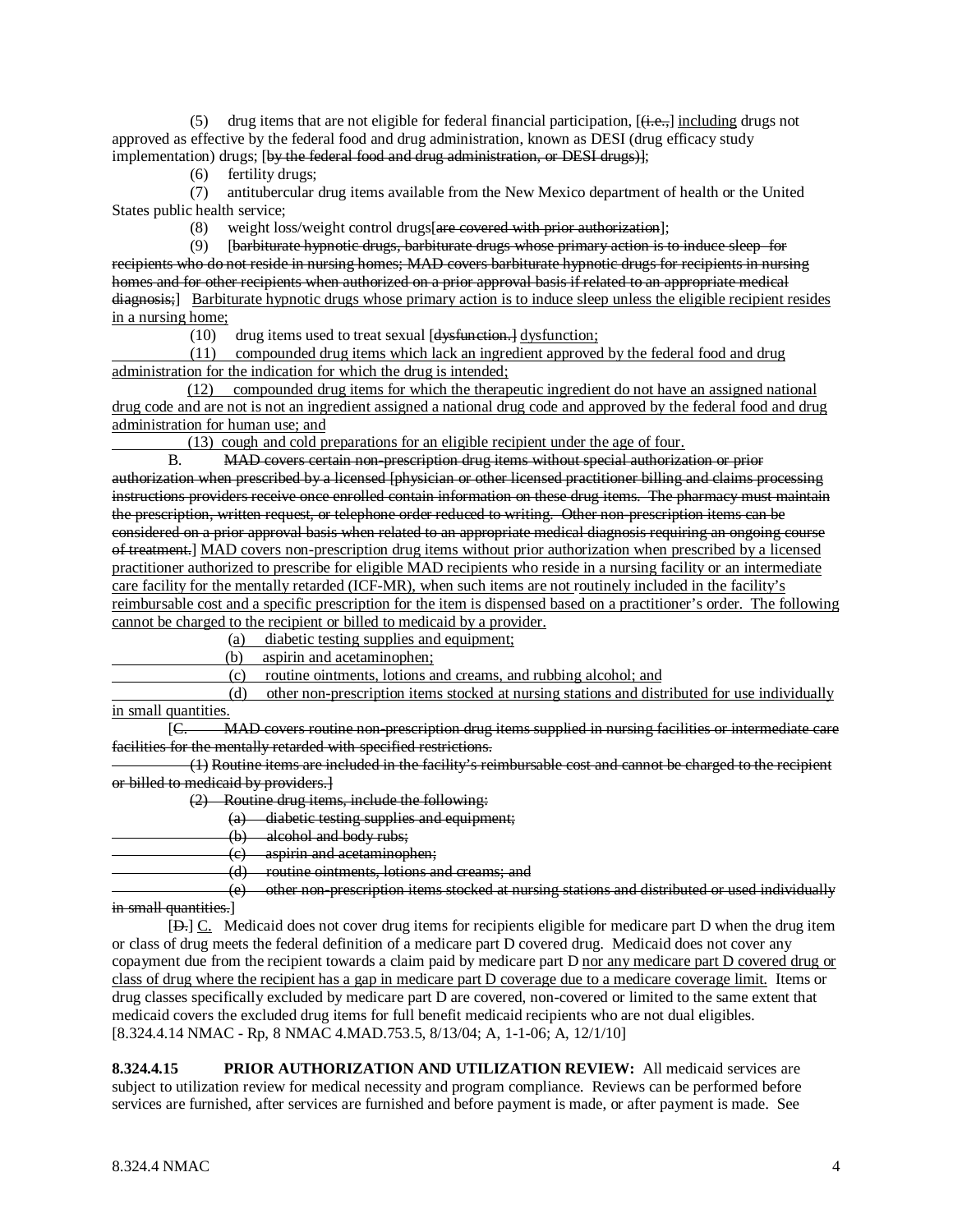(5) drug items that are not eligible for federal financial participation, [(i.e.,] including drugs not approved as effective by the federal food and drug administration, known as DESI (drug efficacy study implementation) drugs; [by the federal food and drug administration, or DESI drugs)];

(6) fertility drugs;

(7) antitubercular drug items available from the New Mexico department of health or the United States public health service;

(8) weight loss/weight control drugs[are covered with prior authorization];

(9) [barbiturate hypnotic drugs, barbiturate drugs whose primary action is to induce sleep for recipients who do not reside in nursing homes; MAD covers barbiturate hypnotic drugs for recipients in nursing homes and for other recipients when authorized on a prior approval basis if related to an appropriate medical diagnosis;] Barbiturate hypnotic drugs whose primary action is to induce sleep unless the eligible recipient resides in a nursing home;

(10) drug items used to treat sexual [dysfunction.] dysfunction;

(11) compounded drug items which lack an ingredient approved by the federal food and drug administration for the indication for which the drug is intended;

(12) compounded drug items for which the therapeutic ingredient do not have an assigned national drug code and are not is not an ingredient assigned a national drug code and approved by the federal food and drug administration for human use; and

(13) cough and cold preparations for an eligible recipient under the age of four.

B. MAD covers certain non-prescription drug items without special authorization or prior authorization when prescribed by a licensed [physician or other licensed practitioner billing and claims processing instructions providers receive once enrolled contain information on these drug items. The pharmacy must maintain the prescription, written request, or telephone order reduced to writing. Other non-prescription items can be considered on a prior approval basis when related to an appropriate medical diagnosis requiring an ongoing course of treatment.] MAD covers non-prescription drug items without prior authorization when prescribed by a licensed practitioner authorized to prescribe for eligible MAD recipients who reside in a nursing facility or an intermediate care facility for the mentally retarded (ICF-MR), when such items are not routinely included in the facility's reimbursable cost and a specific prescription for the item is dispensed based on a practitioner's order. The following cannot be charged to the recipient or billed to medicaid by a provider.

(a) diabetic testing supplies and equipment;

(b) aspirin and acetaminophen;

(c) routine ointments, lotions and creams, and rubbing alcohol; and

(d) other non-prescription items stocked at nursing stations and distributed for use individually in small quantities.

[C. MAD covers routine non-prescription drug items supplied in nursing facilities or intermediate care facilities for the mentally retarded with specified restrictions.

(1) Routine items are included in the facility's reimbursable cost and cannot be charged to the recipient or billed to medicaid by providers.]

(2) Routine drug items, include the following:

(a) diabetic testing supplies and equipment;

(b) alcohol and body rubs;

(c) aspirin and acetaminophen;

(d) routine ointments, lotions and creams; and

(e) other non-prescription items stocked at nursing stations and distributed or used individually in small quantities.]

[D.] C. Medicaid does not cover drug items for recipients eligible for medicare part D when the drug item or class of drug meets the federal definition of a medicare part D covered drug. Medicaid does not cover any copayment due from the recipient towards a claim paid by medicare part D nor any medicare part D covered drug or class of drug where the recipient has a gap in medicare part D coverage due to a medicare coverage limit. Items or drug classes specifically excluded by medicare part D are covered, non-covered or limited to the same extent that medicaid covers the excluded drug items for full benefit medicaid recipients who are not dual eligibles.
[8.324.4.14 NMAC - Rp, 8 NMAC 4.MAD.753.5, 8/13/04; A, 1-1-06; A, 12/1/10]

**8.324.4.15 PRIOR AUTHORIZATION AND UTILIZATION REVIEW:** All medicaid services are subject to utilization review for medical necessity and program compliance. Reviews can be performed before services are furnished, after services are furnished and before payment is made, or after payment is made. See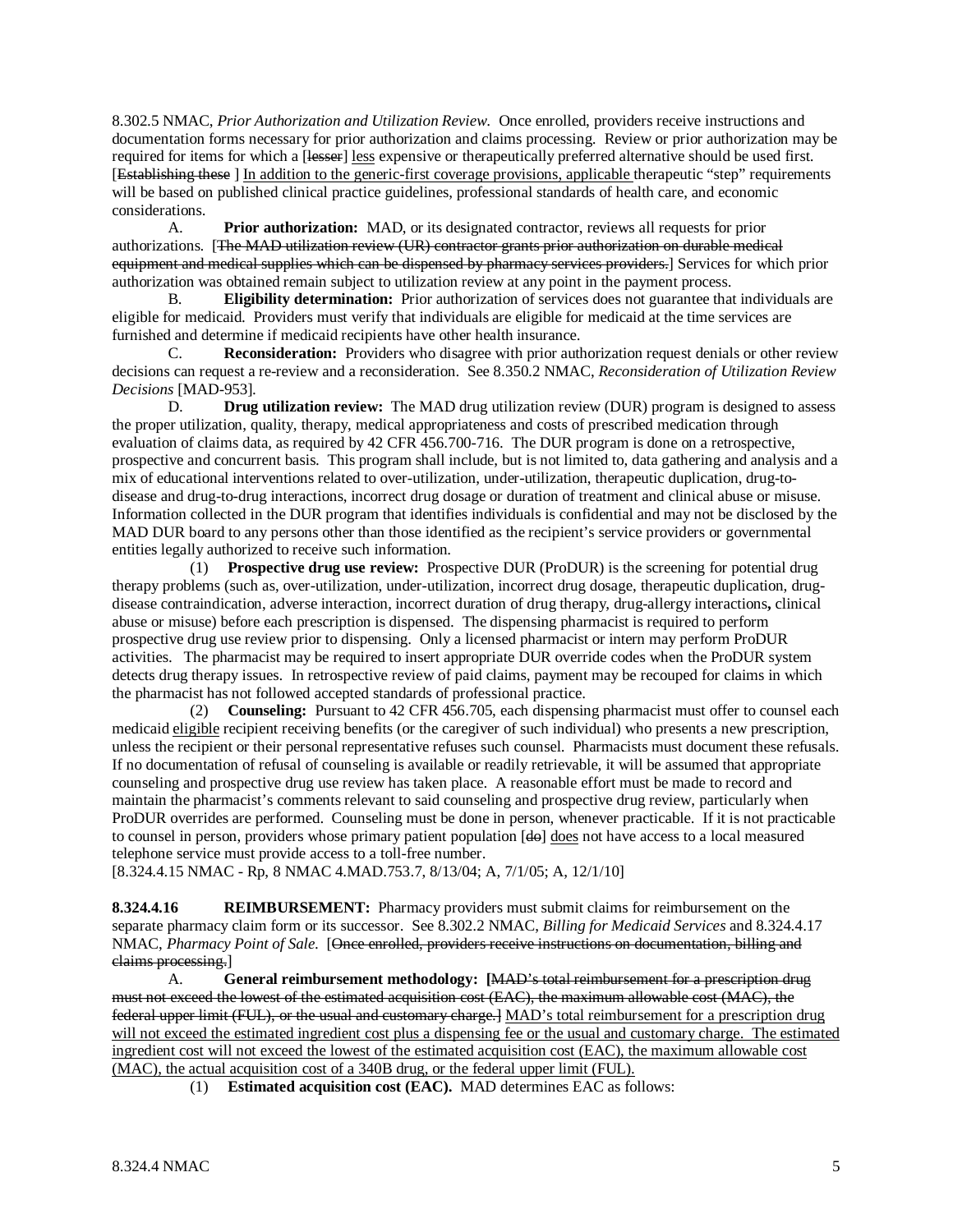8.302.5 NMAC, *Prior Authorization and Utilization Review*. Once enrolled, providers receive instructions and documentation forms necessary for prior authorization and claims processing. Review or prior authorization may be required for items for which a [~~lesser~~] <u>less</u> expensive or therapeutically preferred alternative should be used first. [~~Establishing these~~ ] <u>In addition to the generic-first coverage provisions, applicable</u> therapeutic "step" requirements will be based on published clinical practice guidelines, professional standards of health care, and economic considerations.

A. **Prior authorization:** MAD, or its designated contractor, reviews all requests for prior authorizations. [~~The MAD utilization review (UR) contractor grants prior authorization on durable medical equipment and medical supplies which can be dispensed by pharmacy services providers.~~] Services for which prior authorization was obtained remain subject to utilization review at any point in the payment process.

B. **Eligibility determination:** Prior authorization of services does not guarantee that individuals are eligible for medicaid. Providers must verify that individuals are eligible for medicaid at the time services are furnished and determine if medicaid recipients have other health insurance.

C. **Reconsideration:** Providers who disagree with prior authorization request denials or other review decisions can request a re-review and a reconsideration. See 8.350.2 NMAC, *Reconsideration of Utilization Review Decisions* [MAD-953].

D. **Drug utilization review:** The MAD drug utilization review (DUR) program is designed to assess the proper utilization, quality, therapy, medical appropriateness and costs of prescribed medication through evaluation of claims data, as required by 42 CFR 456.700-716. The DUR program is done on a retrospective, prospective and concurrent basis. This program shall include, but is not limited to, data gathering and analysis and a mix of educational interventions related to over-utilization, under-utilization, therapeutic duplication, drug-to-disease and drug-to-drug interactions, incorrect drug dosage or duration of treatment and clinical abuse or misuse. Information collected in the DUR program that identifies individuals is confidential and may not be disclosed by the MAD DUR board to any persons other than those identified as the recipient's service providers or governmental entities legally authorized to receive such information.

(1) **Prospective drug use review:** Prospective DUR (ProDUR) is the screening for potential drug therapy problems (such as, over-utilization, under-utilization, incorrect drug dosage, therapeutic duplication, drug-disease contraindication, adverse interaction, incorrect duration of drug therapy, drug-allergy interactions**,** clinical abuse or misuse) before each prescription is dispensed. The dispensing pharmacist is required to perform prospective drug use review prior to dispensing. Only a licensed pharmacist or intern may perform ProDUR activities. The pharmacist may be required to insert appropriate DUR override codes when the ProDUR system detects drug therapy issues. In retrospective review of paid claims, payment may be recouped for claims in which the pharmacist has not followed accepted standards of professional practice.

(2) **Counseling:** Pursuant to 42 CFR 456.705, each dispensing pharmacist must offer to counsel each medicaid <u>eligible</u> recipient receiving benefits (or the caregiver of such individual) who presents a new prescription, unless the recipient or their personal representative refuses such counsel. Pharmacists must document these refusals. If no documentation of refusal of counseling is available or readily retrievable, it will be assumed that appropriate counseling and prospective drug use review has taken place. A reasonable effort must be made to record and maintain the pharmacist's comments relevant to said counseling and prospective drug review, particularly when ProDUR overrides are performed. Counseling must be done in person, whenever practicable. If it is not practicable to counsel in person, providers whose primary patient population [~~do~~] <u>does</u> not have access to a local measured telephone service must provide access to a toll-free number.

[8.324.4.15 NMAC - Rp, 8 NMAC 4.MAD.753.7, 8/13/04; A, 7/1/05; A, 12/1/10]

**8.324.4.16 REIMBURSEMENT:** Pharmacy providers must submit claims for reimbursement on the separate pharmacy claim form or its successor. See 8.302.2 NMAC, *Billing for Medicaid Services* and 8.324.4.17 NMAC, *Pharmacy Point of Sale*. [~~Once enrolled, providers receive instructions on documentation, billing and claims processing.~~]

A. **General reimbursement methodology: [**~~MAD's total reimbursement for a prescription drug must not exceed the lowest of the estimated acquisition cost (EAC), the maximum allowable cost (MAC), the federal upper limit (FUL), or the usual and customary charge.~~] <u>MAD's total reimbursement for a prescription drug will not exceed the estimated ingredient cost plus a dispensing fee or the usual and customary charge. The estimated ingredient cost will not exceed the lowest of the estimated acquisition cost (EAC), the maximum allowable cost (MAC), the actual acquisition cost of a 340B drug, or the federal upper limit (FUL).</u>

(1) **Estimated acquisition cost (EAC).** MAD determines EAC as follows: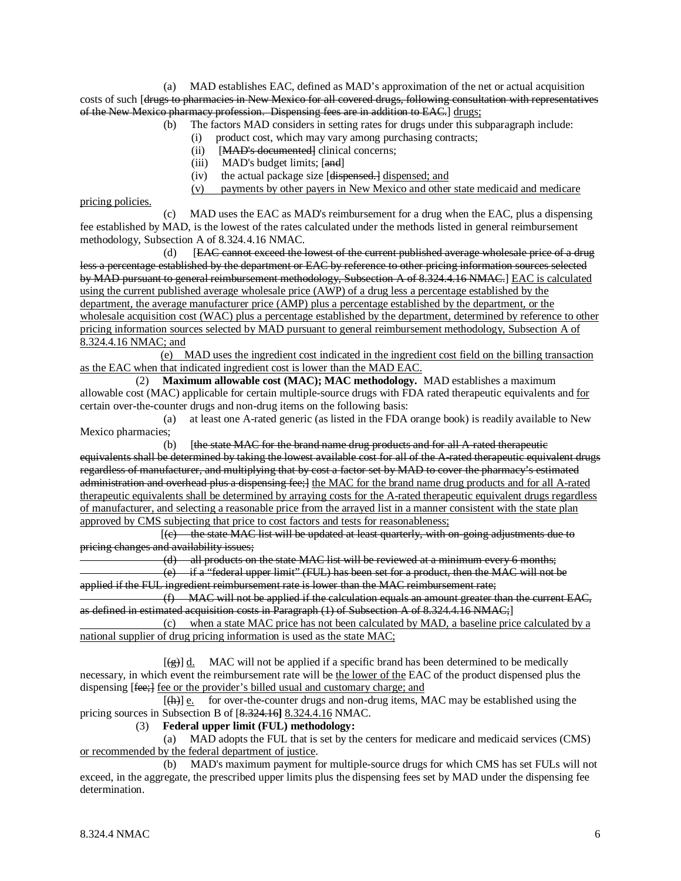(a) MAD establishes EAC, defined as MAD's approximation of the net or actual acquisition costs of such [~~drugs to pharmacies in New Mexico for all covered drugs, following consultation with representatives of the New Mexico pharmacy profession. Dispensing fees are in addition to EAC.~~] <u>drugs;</u>

(b) The factors MAD considers in setting rates for drugs under this subparagraph include:

(i) product cost, which may vary among purchasing contracts;

(ii) [~~MAD's documented~~] clinical concerns;

(iii) MAD's budget limits; [~~and~~]

(iv) the actual package size [~~dispensed.~~] <u>dispensed; and</u>

<u>(v) payments by other payers in New Mexico and other state medicaid and medicare pricing policies.</u>

(c) MAD uses the EAC as MAD's reimbursement for a drug when the EAC, plus a dispensing fee established by MAD, is the lowest of the rates calculated under the methods listed in general reimbursement methodology, Subsection A of 8.324.4.16 NMAC.

(d) [~~EAC cannot exceed the lowest of the current published average wholesale price of a drug less a percentage established by the department or EAC by reference to other pricing information sources selected by MAD pursuant to general reimbursement methodology, Subsection A of 8.324.4.16 NMAC.~~] <u>EAC is calculated using the current published average wholesale price (AWP) of a drug less a percentage established by the department, the average manufacturer price (AMP) plus a percentage established by the department, or the wholesale acquisition cost (WAC) plus a percentage established by the department, determined by reference to other pricing information sources selected by MAD pursuant to general reimbursement methodology, Subsection A of 8.324.4.16 NMAC; and</u>

<u>(e) MAD uses the ingredient cost indicated in the ingredient cost field on the billing transaction as the EAC when that indicated ingredient cost is lower than the MAD EAC.</u>

(2) **Maximum allowable cost (MAC); MAC methodology.** MAD establishes a maximum allowable cost (MAC) applicable for certain multiple-source drugs with FDA rated therapeutic equivalents and <u>for</u> certain over-the-counter drugs and non-drug items on the following basis:

(a) at least one A-rated generic (as listed in the FDA orange book) is readily available to New Mexico pharmacies;

(b) [~~the state MAC for the brand name drug products and for all A-rated therapeutic equivalents shall be determined by taking the lowest available cost for all of the A-rated therapeutic equivalent drugs regardless of manufacturer, and multiplying that by cost a factor set by MAD to cover the pharmacy's estimated administration and overhead plus a dispensing fee;~~] <u>the MAC for the brand name drug products and for all A-rated therapeutic equivalents shall be determined by arraying costs for the A-rated therapeutic equivalent drugs regardless of manufacturer, and selecting a reasonable price from the arrayed list in a manner consistent with the state plan approved by CMS subjecting that price to cost factors and tests for reasonableness;</u>

[~~(c) the state MAC list will be updated at least quarterly, with on-going adjustments due to pricing changes and availability issues;~~

~~(d) all products on the state MAC list will be reviewed at a minimum every 6 months;~~

~~(e) if a "federal upper limit" (FUL) has been set for a product, then the MAC will not be applied if the FUL ingredient reimbursement rate is lower than the MAC reimbursement rate;~~

~~(f) MAC will not be applied if the calculation equals an amount greater than the current EAC, as defined in estimated acquisition costs in Paragraph (1) of Subsection A of 8.324.4.16 NMAC;~~]

<u>(c) when a state MAC price has not been calculated by MAD, a baseline price calculated by a national supplier of drug pricing information is used as the state MAC;</u>

[~~(g)~~] <u>d.</u> MAC will not be applied if a specific brand has been determined to be medically necessary, in which event the reimbursement rate will be <u>the lower of the</u> EAC of the product dispensed plus the dispensing [~~fee;~~] <u>fee or the provider's billed usual and customary charge; and</u>

[~~(h)~~] <u>e.</u> for over-the-counter drugs and non-drug items, MAC may be established using the pricing sources in Subsection B of [~~8.324.16~~] <u>8.324.4.16</u> NMAC.

(3) **Federal upper limit (FUL) methodology:**

(a) MAD adopts the FUL that is set by the centers for medicare and medicaid services (CMS) <u>or recommended by the federal department of justice</u>.

(b) MAD's maximum payment for multiple-source drugs for which CMS has set FULs will not exceed, in the aggregate, the prescribed upper limits plus the dispensing fees set by MAD under the dispensing fee determination.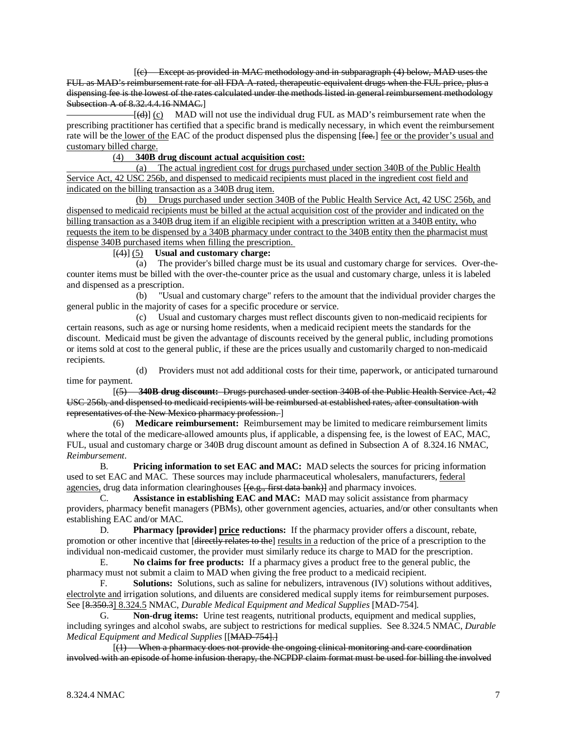[(c) ~~Except as provided in MAC methodology and in subparagraph (4) below, MAD uses the FUL as MAD's reimbursement rate for all FDA A-rated, therapeutic-equivalent drugs when the FUL price, plus a dispensing fee is the lowest of the rates calculated under the methods listed in general reimbursement methodology Subsection A of 8.32.4.4.16 NMAC.~~]

[~~(d)~~] <u>(c)</u> MAD will not use the individual drug FUL as MAD's reimbursement rate when the prescribing practitioner has certified that a specific brand is medically necessary, in which event the reimbursement rate will be the <u>lower of the</u> EAC of the product dispensed plus the dispensing [~~fee.~~] <u>fee or the provider's usual and customary billed charge.</u>

<u>(4) **340B drug discount actual acquisition cost:**</u>

<u>(a) The actual ingredient cost for drugs purchased under section 340B of the Public Health Service Act, 42 USC 256b, and dispensed to medicaid recipients must placed in the ingredient cost field and indicated on the billing transaction as a 340B drug item.</u>

<u>(b) Drugs purchased under section 340B of the Public Health Service Act, 42 USC 256b, and dispensed to medicaid recipients must be billed at the actual acquisition cost of the provider and indicated on the billing transaction as a 340B drug item if an eligible recipient with a prescription written at a 340B entity, who requests the item to be dispensed by a 340B pharmacy under contract to the 340B entity then the pharmacist must dispense 340B purchased items when filling the prescription.</u>

[~~(4)~~] <u>(5)</u> **Usual and customary charge:**

(a) The provider's billed charge must be its usual and customary charge for services. Over-the-counter items must be billed with the over-the-counter price as the usual and customary charge, unless it is labeled and dispensed as a prescription.

(b) "Usual and customary charge" refers to the amount that the individual provider charges the general public in the majority of cases for a specific procedure or service.

(c) Usual and customary charges must reflect discounts given to non-medicaid recipients for certain reasons, such as age or nursing home residents, when a medicaid recipient meets the standards for the discount. Medicaid must be given the advantage of discounts received by the general public, including promotions or items sold at cost to the general public, if these are the prices usually and customarily charged to non-medicaid recipients.

(d) Providers must not add additional costs for their time, paperwork, or anticipated turnaround time for payment.

[~~(5) **340B drug discount:** Drugs purchased under section 340B of the Public Health Service Act, 42 USC 256b, and dispensed to medicaid recipients will be reimbursed at established rates, after consultation with representatives of the New Mexico pharmacy profession.~~]

(6) **Medicare reimbursement:** Reimbursement may be limited to medicare reimbursement limits where the total of the medicare-allowed amounts plus, if applicable, a dispensing fee, is the lowest of EAC, MAC, FUL, usual and customary charge or 340B drug discount amount as defined in Subsection A of 8.324.16 NMAC, *Reimbursement*.

B. **Pricing information to set EAC and MAC:** MAD selects the sources for pricing information used to set EAC and MAC. These sources may include pharmaceutical wholesalers, manufacturers, <u>federal agencies,</u> drug data information clearinghouses [~~(e.g., first data bank)~~] and pharmacy invoices.

C. **Assistance in establishing EAC and MAC:** MAD may solicit assistance from pharmacy providers, pharmacy benefit managers (PBMs), other government agencies, actuaries, and/or other consultants when establishing EAC and/or MAC.

D. **Pharmacy [~~provider~~] <u>price</u> reductions:** If the pharmacy provider offers a discount, rebate, promotion or other incentive that [~~directly relates to the~~] <u>results in a</u> reduction of the price of a prescription to the individual non-medicaid customer, the provider must similarly reduce its charge to MAD for the prescription.

E. **No claims for free products:** If a pharmacy gives a product free to the general public, the pharmacy must not submit a claim to MAD when giving the free product to a medicaid recipient.

F. **Solutions:** Solutions, such as saline for nebulizers, intravenous (IV) solutions without additives, <u>electrolyte and</u> irrigation solutions, and diluents are considered medical supply items for reimbursement purposes. See [~~8.350.3~~] <u>8.324.5</u> NMAC, *Durable Medical Equipment and Medical Supplies* [MAD-754].

G. **Non-drug items:** Urine test reagents, nutritional products, equipment and medical supplies, including syringes and alcohol swabs, are subject to restrictions for medical supplies. See 8.324.5 NMAC, *Durable Medical Equipment and Medical Supplies* [[~~MAD-754].~~]

[~~(1) When a pharmacy does not provide the ongoing clinical monitoring and care coordination involved with an episode of home infusion therapy, the NCPDP claim format must be used for billing the involved~~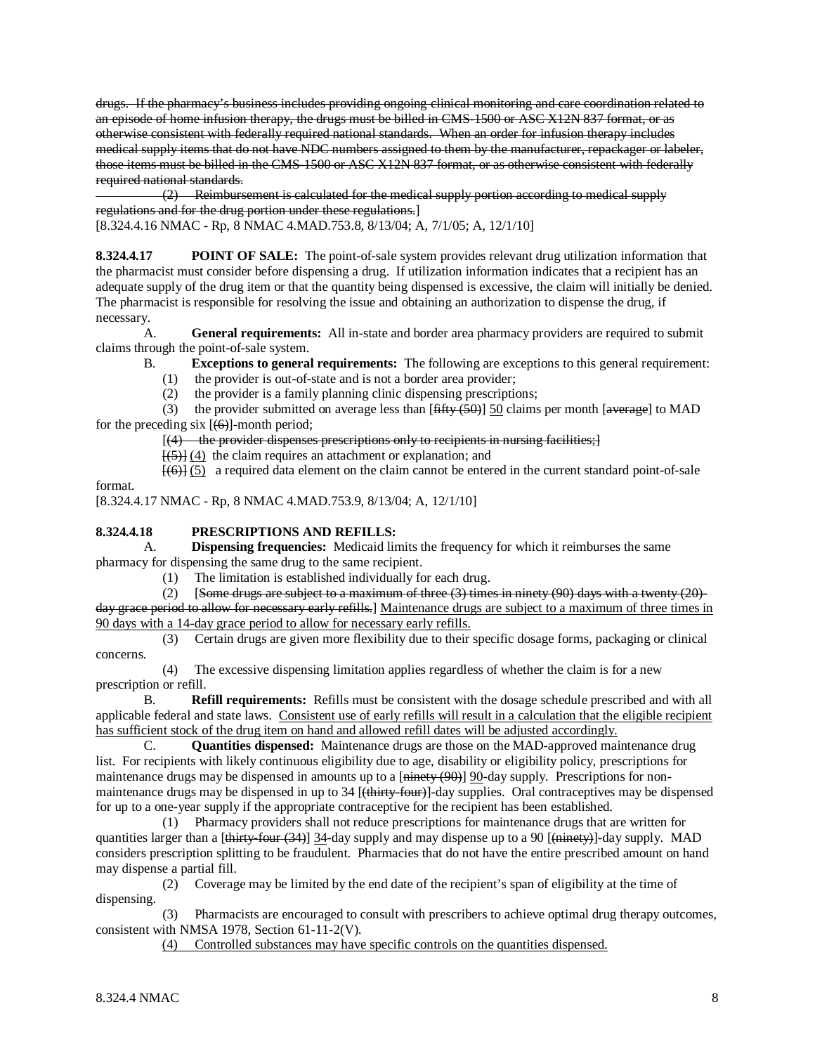~~drugs. If the pharmacy's business includes providing ongoing clinical monitoring and care coordination related to an episode of home infusion therapy, the drugs must be billed in CMS-1500 or ASC X12N 837 format, or as otherwise consistent with federally required national standards. When an order for infusion therapy includes medical supply items that do not have NDC numbers assigned to them by the manufacturer, repackager or labeler, those items must be billed in the CMS-1500 or ASC X12N 837 format, or as otherwise consistent with federally required national standards.~~

~~(2) Reimbursement is calculated for the medical supply portion according to medical supply regulations and for the drug portion under these regulations.~~]

[8.324.4.16 NMAC - Rp, 8 NMAC 4.MAD.753.8, 8/13/04; A, 7/1/05; A, 12/1/10]

**8.324.4.17 POINT OF SALE:** The point-of-sale system provides relevant drug utilization information that the pharmacist must consider before dispensing a drug. If utilization information indicates that a recipient has an adequate supply of the drug item or that the quantity being dispensed is excessive, the claim will initially be denied. The pharmacist is responsible for resolving the issue and obtaining an authorization to dispense the drug, if necessary.

A. **General requirements:** All in-state and border area pharmacy providers are required to submit claims through the point-of-sale system.

B. **Exceptions to general requirements:** The following are exceptions to this general requirement:

(1) the provider is out-of-state and is not a border area provider;

(2) the provider is a family planning clinic dispensing prescriptions;

(3) the provider submitted on average less than [~~fifty (50)~~] <u>50</u> claims per month [~~average~~] to MAD for the preceding six [~~(6)~~]-month period;

[~~(4) the provider dispenses prescriptions only to recipients in nursing facilities;~~]

[~~(5)~~] <u>(4)</u> the claim requires an attachment or explanation; and

[~~(6)~~] <u>(5)</u> a required data element on the claim cannot be entered in the current standard point-of-sale format.

[8.324.4.17 NMAC - Rp, 8 NMAC 4.MAD.753.9, 8/13/04; A, 12/1/10]

**8.324.4.18 PRESCRIPTIONS AND REFILLS:**

A. **Dispensing frequencies:** Medicaid limits the frequency for which it reimburses the same pharmacy for dispensing the same drug to the same recipient.

(1) The limitation is established individually for each drug.

(2) [~~Some drugs are subject to a maximum of three (3) times in ninety (90) days with a twenty (20)-day grace period to allow for necessary early refills.~~] <u>Maintenance drugs are subject to a maximum of three times in 90 days with a 14-day grace period to allow for necessary early refills.</u>

(3) Certain drugs are given more flexibility due to their specific dosage forms, packaging or clinical concerns.

(4) The excessive dispensing limitation applies regardless of whether the claim is for a new prescription or refill.

B. **Refill requirements:** Refills must be consistent with the dosage schedule prescribed and with all applicable federal and state laws. <u>Consistent use of early refills will result in a calculation that the eligible recipient has sufficient stock of the drug item on hand and allowed refill dates will be adjusted accordingly.</u>

C. **Quantities dispensed:** Maintenance drugs are those on the MAD-approved maintenance drug list. For recipients with likely continuous eligibility due to age, disability or eligibility policy, prescriptions for maintenance drugs may be dispensed in amounts up to a [~~ninety (90)~~] <u>90</u>-day supply. Prescriptions for non-maintenance drugs may be dispensed in up to 34 [~~(thirty-four)~~]-day supplies. Oral contraceptives may be dispensed for up to a one-year supply if the appropriate contraceptive for the recipient has been established.

(1) Pharmacy providers shall not reduce prescriptions for maintenance drugs that are written for quantities larger than a [~~thirty-four (34)~~] <u>34</u>-day supply and may dispense up to a 90 [~~(ninety)~~]-day supply. MAD considers prescription splitting to be fraudulent. Pharmacies that do not have the entire prescribed amount on hand may dispense a partial fill.

(2) Coverage may be limited by the end date of the recipient's span of eligibility at the time of dispensing.

(3) Pharmacists are encouraged to consult with prescribers to achieve optimal drug therapy outcomes, consistent with NMSA 1978, Section 61-11-2(V).

<u>(4) Controlled substances may have specific controls on the quantities dispensed.</u>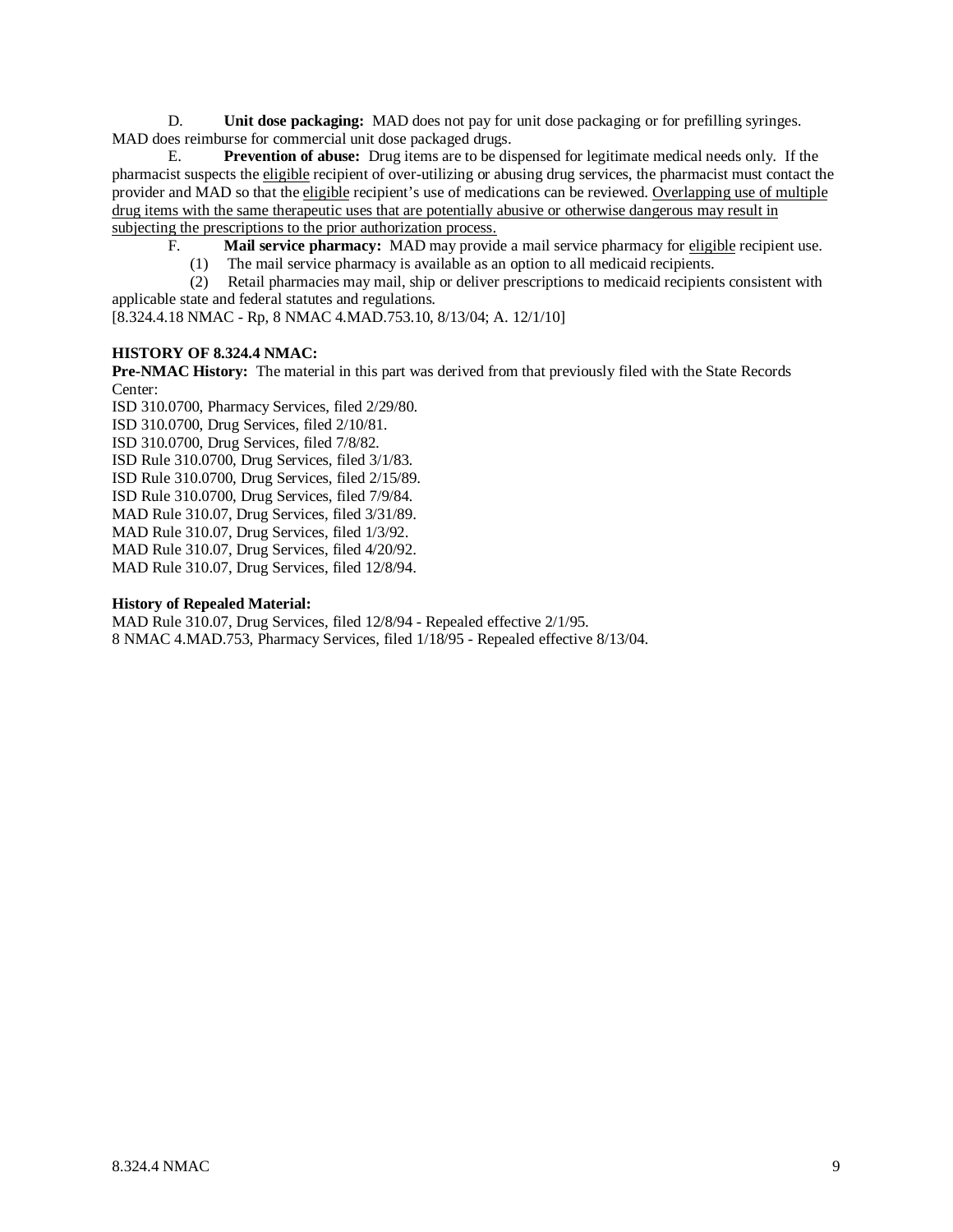D. **Unit dose packaging:** MAD does not pay for unit dose packaging or for prefilling syringes. MAD does reimburse for commercial unit dose packaged drugs.

E. **Prevention of abuse:** Drug items are to be dispensed for legitimate medical needs only. If the pharmacist suspects the eligible recipient of over-utilizing or abusing drug services, the pharmacist must contact the provider and MAD so that the eligible recipient's use of medications can be reviewed. Overlapping use of multiple drug items with the same therapeutic uses that are potentially abusive or otherwise dangerous may result in subjecting the prescriptions to the prior authorization process.

F. **Mail service pharmacy:** MAD may provide a mail service pharmacy for eligible recipient use.

(1) The mail service pharmacy is available as an option to all medicaid recipients.

(2) Retail pharmacies may mail, ship or deliver prescriptions to medicaid recipients consistent with applicable state and federal statutes and regulations.

[8.324.4.18 NMAC - Rp, 8 NMAC 4.MAD.753.10, 8/13/04; A. 12/1/10]

**HISTORY OF 8.324.4 NMAC:**

**Pre-NMAC History:** The material in this part was derived from that previously filed with the State Records Center:

ISD 310.0700, Pharmacy Services, filed 2/29/80.
ISD 310.0700, Drug Services, filed 2/10/81.
ISD 310.0700, Drug Services, filed 7/8/82.
ISD Rule 310.0700, Drug Services, filed 3/1/83.
ISD Rule 310.0700, Drug Services, filed 2/15/89.
ISD Rule 310.0700, Drug Services, filed 7/9/84.
MAD Rule 310.07, Drug Services, filed 3/31/89.
MAD Rule 310.07, Drug Services, filed 1/3/92.
MAD Rule 310.07, Drug Services, filed 4/20/92.
MAD Rule 310.07, Drug Services, filed 12/8/94.

**History of Repealed Material:**

MAD Rule 310.07, Drug Services, filed 12/8/94 - Repealed effective 2/1/95.
8 NMAC 4.MAD.753, Pharmacy Services, filed 1/18/95 - Repealed effective 8/13/04.